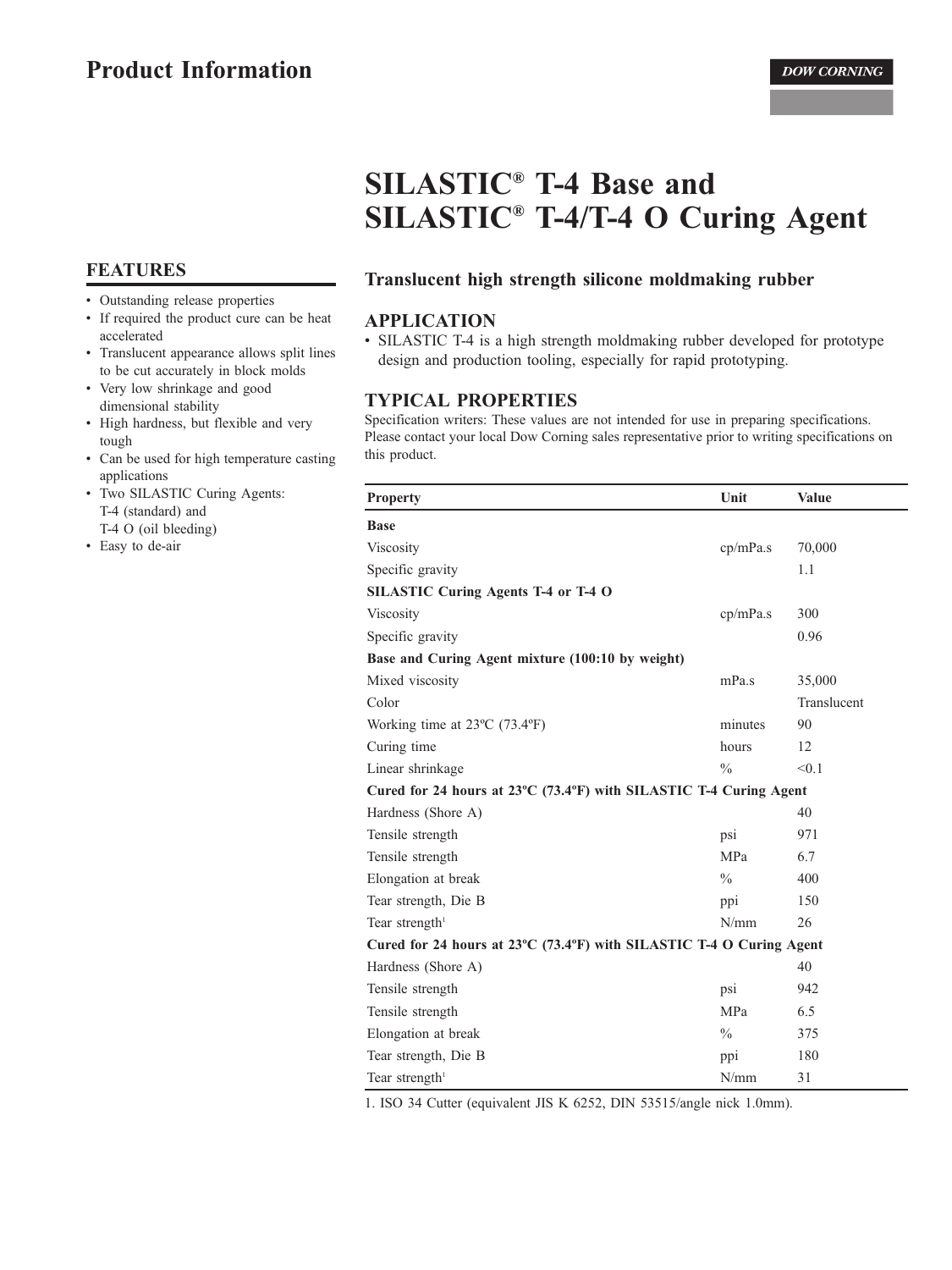# Product Information

DOW CORNING

# SILASTIC® T-4 Base and SILASTIC® T-4/T-4 O Curing Agent

## Translucent high strength silicone moldmaking rubber

## FEATURES

- Outstanding release properties
- If required the product cure can be heat accelerated
- Translucent appearance allows split lines to be cut accurately in block molds
- Very low shrinkage and good dimensional stability
- High hardness, but flexible and very tough
- Can be used for high temperature casting applications
- Two SILASTIC Curing Agents: T-4 (standard) and T-4 O (oil bleeding)
- Easy to de-air

## APPLICATION

- SILASTIC T-4 is a high strength moldmaking rubber developed for prototype design and production tooling, especially for rapid prototyping.

## TYPICAL PROPERTIES

Specification writers: These values are not intended for use in preparing specifications. Please contact your local Dow Corning sales representative prior to writing specifications on this product.

| Property | Unit | Value |
|---|---|---|
| **Base** | | |
| Viscosity | cp/mPa.s | 70,000 |
| Specific gravity | | 1.1 |
| **SILASTIC Curing Agents T-4 or T-4 O** | | |
| Viscosity | cp/mPa.s | 300 |
| Specific gravity | | 0.96 |
| **Base and Curing Agent mixture (100:10 by weight)** | | |
| Mixed viscosity | mPa.s | 35,000 |
| Color | | Translucent |
| Working time at 23ºC (73.4ºF) | minutes | 90 |
| Curing time | hours | 12 |
| Linear shrinkage | % | <0.1 |
| **Cured for 24 hours at 23ºC (73.4ºF) with SILASTIC T-4 Curing Agent** | | |
| Hardness (Shore A) | | 40 |
| Tensile strength | psi | 971 |
| Tensile strength | MPa | 6.7 |
| Elongation at break | % | 400 |
| Tear strength, Die B | ppi | 150 |
| Tear strength[1] | N/mm | 26 |
| **Cured for 24 hours at 23ºC (73.4ºF) with SILASTIC T-4 O Curing Agent** | | |
| Hardness (Shore A) | | 40 |
| Tensile strength | psi | 942 |
| Tensile strength | MPa | 6.5 |
| Elongation at break | % | 375 |
| Tear strength, Die B | ppi | 180 |
| Tear strength[1] | N/mm | 31 |

1. ISO 34 Cutter (equivalent JIS K 6252, DIN 53515/angle nick 1.0mm).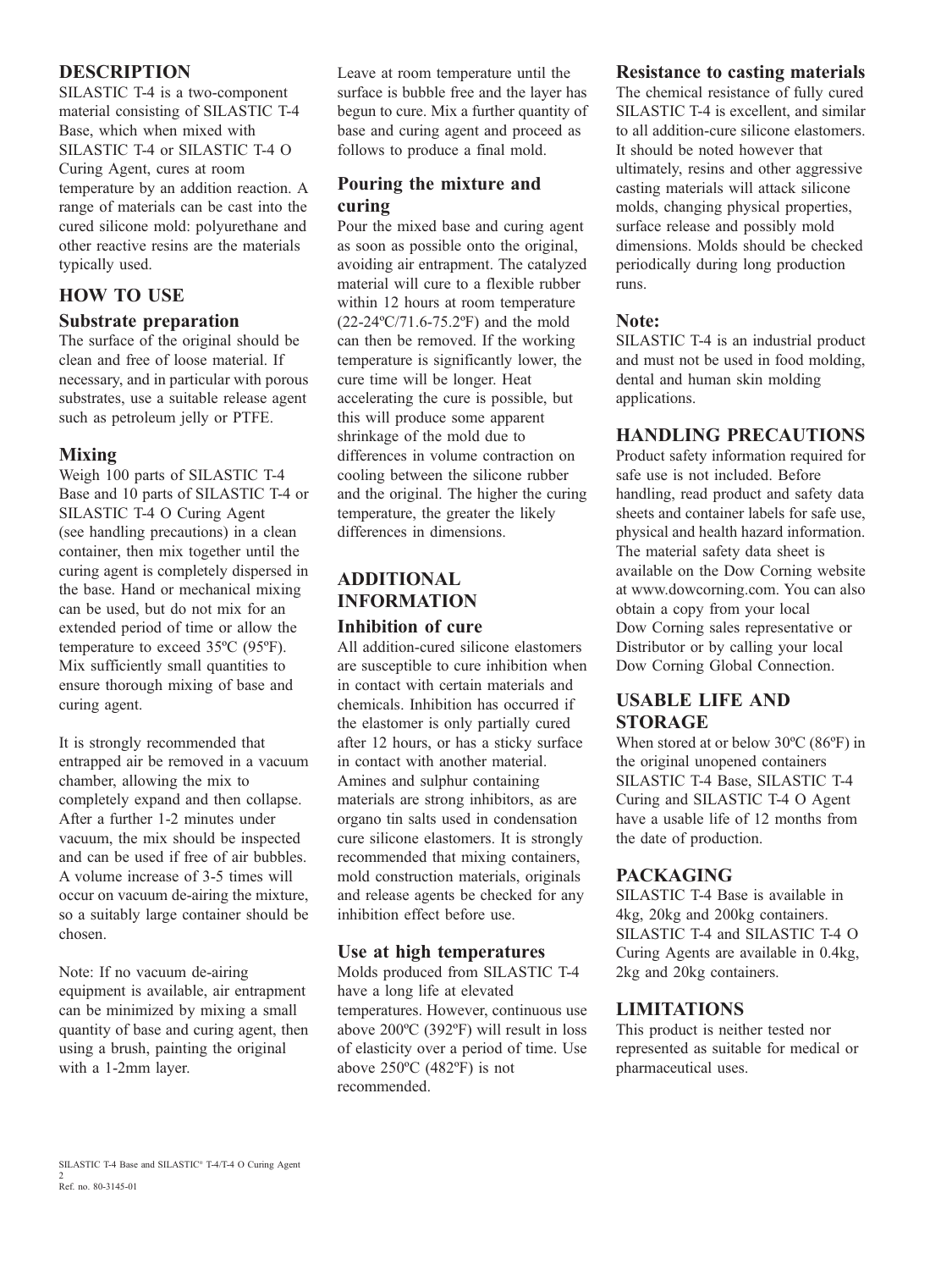## DESCRIPTION

SILASTIC T-4 is a two-component material consisting of SILASTIC T-4 Base, which when mixed with SILASTIC T-4 or SILASTIC T-4 O Curing Agent, cures at room temperature by an addition reaction. A range of materials can be cast into the cured silicone mold: polyurethane and other reactive resins are the materials typically used.

## HOW TO USE

### Substrate preparation

The surface of the original should be clean and free of loose material. If necessary, and in particular with porous substrates, use a suitable release agent such as petroleum jelly or PTFE.

### Mixing

Weigh 100 parts of SILASTIC T-4 Base and 10 parts of SILASTIC T-4 or SILASTIC T-4 O Curing Agent (see handling precautions) in a clean container, then mix together until the curing agent is completely dispersed in the base. Hand or mechanical mixing can be used, but do not mix for an extended period of time or allow the temperature to exceed 35ºC (95ºF). Mix sufficiently small quantities to ensure thorough mixing of base and curing agent.

It is strongly recommended that entrapped air be removed in a vacuum chamber, allowing the mix to completely expand and then collapse. After a further 1-2 minutes under vacuum, the mix should be inspected and can be used if free of air bubbles. A volume increase of 3-5 times will occur on vacuum de-airing the mixture, so a suitably large container should be chosen.

Note: If no vacuum de-airing equipment is available, air entrapment can be minimized by mixing a small quantity of base and curing agent, then using a brush, painting the original with a 1-2mm layer.

Leave at room temperature until the surface is bubble free and the layer has begun to cure. Mix a further quantity of base and curing agent and proceed as follows to produce a final mold.

### Pouring the mixture and curing

Pour the mixed base and curing agent as soon as possible onto the original, avoiding air entrapment. The catalyzed material will cure to a flexible rubber within 12 hours at room temperature (22-24ºC/71.6-75.2ºF) and the mold can then be removed. If the working temperature is significantly lower, the cure time will be longer. Heat accelerating the cure is possible, but this will produce some apparent shrinkage of the mold due to differences in volume contraction on cooling between the silicone rubber and the original. The higher the curing temperature, the greater the likely differences in dimensions.

## ADDITIONAL INFORMATION

### Inhibition of cure

All addition-cured silicone elastomers are susceptible to cure inhibition when in contact with certain materials and chemicals. Inhibition has occurred if the elastomer is only partially cured after 12 hours, or has a sticky surface in contact with another material. Amines and sulphur containing materials are strong inhibitors, as are organo tin salts used in condensation cure silicone elastomers. It is strongly recommended that mixing containers, mold construction materials, originals and release agents be checked for any inhibition effect before use.

### Use at high temperatures

Molds produced from SILASTIC T-4 have a long life at elevated temperatures. However, continuous use above 200ºC (392ºF) will result in loss of elasticity over a period of time. Use above 250ºC (482ºF) is not recommended.

### Resistance to casting materials

The chemical resistance of fully cured SILASTIC T-4 is excellent, and similar to all addition-cure silicone elastomers. It should be noted however that ultimately, resins and other aggressive casting materials will attack silicone molds, changing physical properties, surface release and possibly mold dimensions. Molds should be checked periodically during long production runs.

### Note:

SILASTIC T-4 is an industrial product and must not be used in food molding, dental and human skin molding applications.

## HANDLING PRECAUTIONS

Product safety information required for safe use is not included. Before handling, read product and safety data sheets and container labels for safe use, physical and health hazard information. The material safety data sheet is available on the Dow Corning website at www.dowcorning.com. You can also obtain a copy from your local Dow Corning sales representative or Distributor or by calling your local Dow Corning Global Connection.

## USABLE LIFE AND STORAGE

When stored at or below 30ºC (86ºF) in the original unopened containers SILASTIC T-4 Base, SILASTIC T-4 Curing and SILASTIC T-4 O Agent have a usable life of 12 months from the date of production.

## PACKAGING

SILASTIC T-4 Base is available in 4kg, 20kg and 200kg containers. SILASTIC T-4 and SILASTIC T-4 O Curing Agents are available in 0.4kg, 2kg and 20kg containers.

## LIMITATIONS

This product is neither tested nor represented as suitable for medical or pharmaceutical uses.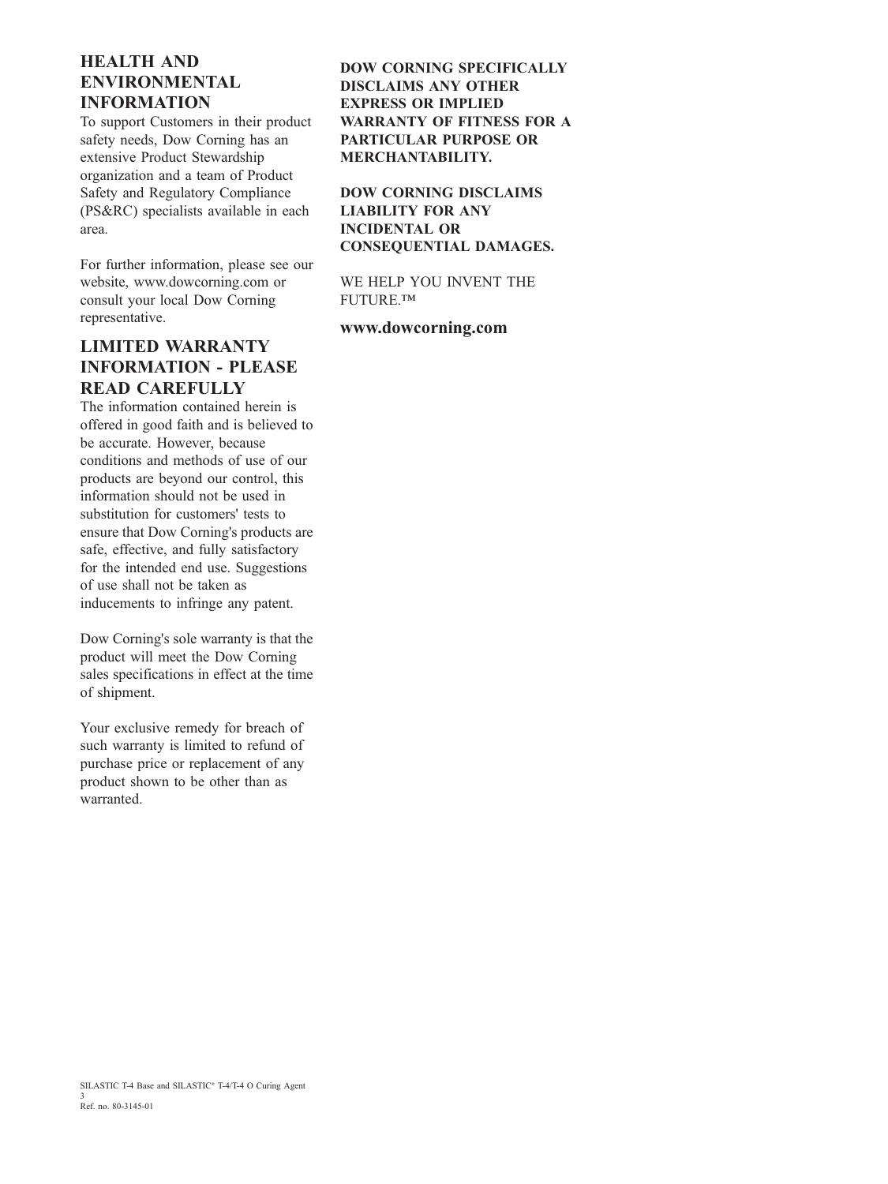## HEALTH AND ENVIRONMENTAL INFORMATION

To support Customers in their product safety needs, Dow Corning has an extensive Product Stewardship organization and a team of Product Safety and Regulatory Compliance (PS&RC) specialists available in each area.

For further information, please see our website, www.dowcorning.com or consult your local Dow Corning representative.

## LIMITED WARRANTY INFORMATION - PLEASE READ CAREFULLY

The information contained herein is offered in good faith and is believed to be accurate. However, because conditions and methods of use of our products are beyond our control, this information should not be used in substitution for customers' tests to ensure that Dow Corning's products are safe, effective, and fully satisfactory for the intended end use. Suggestions of use shall not be taken as inducements to infringe any patent.

Dow Corning's sole warranty is that the product will meet the Dow Corning sales specifications in effect at the time of shipment.

Your exclusive remedy for breach of such warranty is limited to refund of purchase price or replacement of any product shown to be other than as warranted.

**DOW CORNING SPECIFICALLY DISCLAIMS ANY OTHER EXPRESS OR IMPLIED WARRANTY OF FITNESS FOR A PARTICULAR PURPOSE OR MERCHANTABILITY.**

**DOW CORNING DISCLAIMS LIABILITY FOR ANY INCIDENTAL OR CONSEQUENTIAL DAMAGES.**

WE HELP YOU INVENT THE FUTURE.™

**www.dowcorning.com**

SILASTIC T-4 Base and SILASTIC® T-4/T-4 O Curing Agent
Ref. no. 80-3145-01